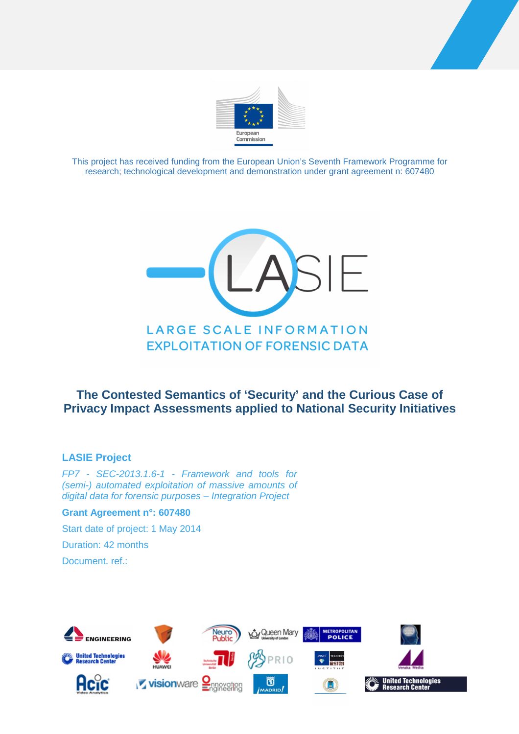This project has received funding from the European Union's Seventh Framework Programme for research; technological development and demonstration under grant agreement n: 607480

# The Contested Semantics of 'Security' and the Curious Case of Privacy Impact Assessments applied to National Security Initiatives

**LASIE Project**

*FP7 - SEC-2013.1.6-1 - Framework and tools for (semi-) automated exploitation of massive amounts of digital data for forensic purposes – Integration Project*

**Grant Agreement n°: 607480**

Start date of project: 1 May 2014

Duration: 42 months

Document. ref.: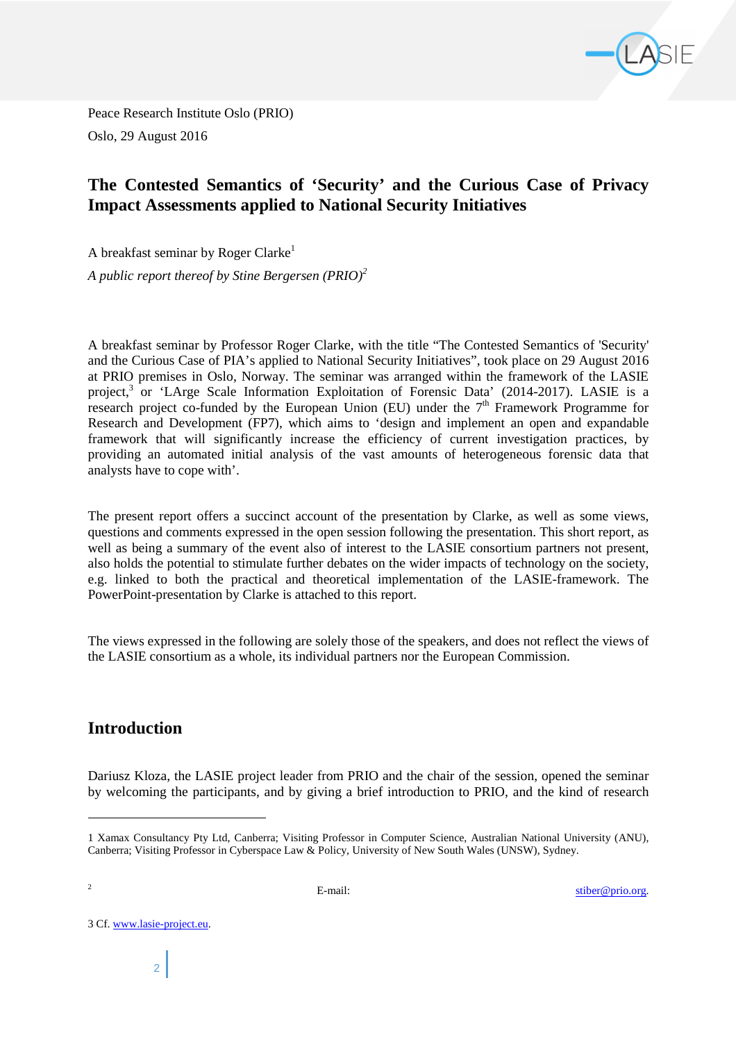Peace Research Institute Oslo (PRIO)

Oslo, 29 August 2016

# The Contested Semantics of 'Security' and the Curious Case of Privacy Impact Assessments applied to National Security Initiatives

A breakfast seminar by Roger Clarke[1]

*A public report thereof by Stine Bergersen (PRIO)[2]*

A breakfast seminar by Professor Roger Clarke, with the title "The Contested Semantics of 'Security' and the Curious Case of PIA's applied to National Security Initiatives", took place on 29 August 2016 at PRIO premises in Oslo, Norway. The seminar was arranged within the framework of the LASIE project,[3] or 'LArge Scale Information Exploitation of Forensic Data' (2014-2017). LASIE is a research project co-funded by the European Union (EU) under the 7th Framework Programme for Research and Development (FP7), which aims to 'design and implement an open and expandable framework that will significantly increase the efficiency of current investigation practices, by providing an automated initial analysis of the vast amounts of heterogeneous forensic data that analysts have to cope with'.

The present report offers a succinct account of the presentation by Clarke, as well as some views, questions and comments expressed in the open session following the presentation. This short report, as well as being a summary of the event also of interest to the LASIE consortium partners not present, also holds the potential to stimulate further debates on the wider impacts of technology on the society, e.g. linked to both the practical and theoretical implementation of the LASIE-framework. The PowerPoint-presentation by Clarke is attached to this report.

The views expressed in the following are solely those of the speakers, and does not reflect the views of the LASIE consortium as a whole, its individual partners nor the European Commission.

## Introduction

Dariusz Kloza, the LASIE project leader from PRIO and the chair of the session, opened the seminar by welcoming the participants, and by giving a brief introduction to PRIO, and the kind of research

---

1 Xamax Consultancy Pty Ltd, Canberra; Visiting Professor in Computer Science, Australian National University (ANU), Canberra; Visiting Professor in Cyberspace Law & Policy, University of New South Wales (UNSW), Sydney.

2 E-mail: stiber@prio.org.

3 Cf. www.lasie-project.eu.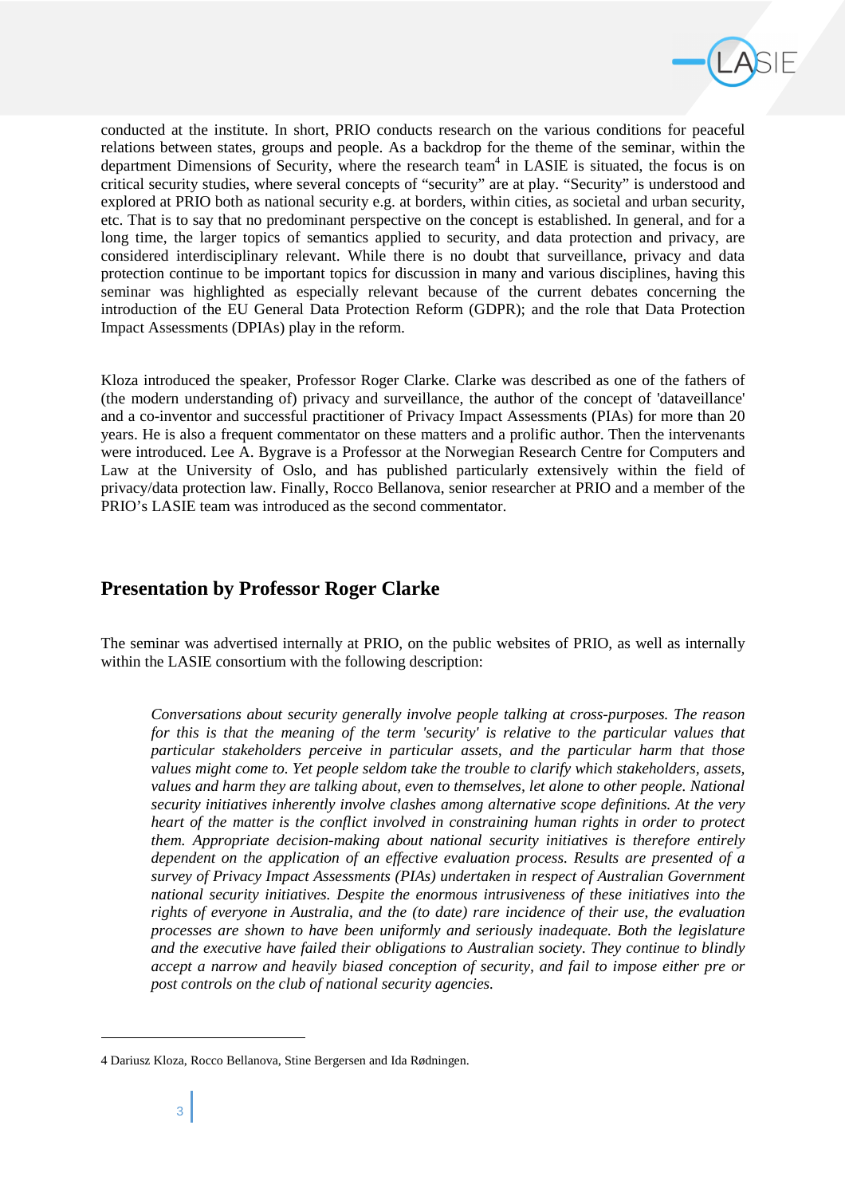conducted at the institute. In short, PRIO conducts research on the various conditions for peaceful relations between states, groups and people. As a backdrop for the theme of the seminar, within the department Dimensions of Security, where the research team[4] in LASIE is situated, the focus is on critical security studies, where several concepts of "security" are at play. "Security" is understood and explored at PRIO both as national security e.g. at borders, within cities, as societal and urban security, etc. That is to say that no predominant perspective on the concept is established. In general, and for a long time, the larger topics of semantics applied to security, and data protection and privacy, are considered interdisciplinary relevant. While there is no doubt that surveillance, privacy and data protection continue to be important topics for discussion in many and various disciplines, having this seminar was highlighted as especially relevant because of the current debates concerning the introduction of the EU General Data Protection Reform (GDPR); and the role that Data Protection Impact Assessments (DPIAs) play in the reform.

Kloza introduced the speaker, Professor Roger Clarke. Clarke was described as one of the fathers of (the modern understanding of) privacy and surveillance, the author of the concept of 'dataveillance' and a co-inventor and successful practitioner of Privacy Impact Assessments (PIAs) for more than 20 years. He is also a frequent commentator on these matters and a prolific author. Then the intervenants were introduced. Lee A. Bygrave is a Professor at the Norwegian Research Centre for Computers and Law at the University of Oslo, and has published particularly extensively within the field of privacy/data protection law. Finally, Rocco Bellanova, senior researcher at PRIO and a member of the PRIO's LASIE team was introduced as the second commentator.

## Presentation by Professor Roger Clarke

The seminar was advertised internally at PRIO, on the public websites of PRIO, as well as internally within the LASIE consortium with the following description:

> *Conversations about security generally involve people talking at cross-purposes. The reason for this is that the meaning of the term 'security' is relative to the particular values that particular stakeholders perceive in particular assets, and the particular harm that those values might come to. Yet people seldom take the trouble to clarify which stakeholders, assets, values and harm they are talking about, even to themselves, let alone to other people. National security initiatives inherently involve clashes among alternative scope definitions. At the very heart of the matter is the conflict involved in constraining human rights in order to protect them. Appropriate decision-making about national security initiatives is therefore entirely dependent on the application of an effective evaluation process. Results are presented of a survey of Privacy Impact Assessments (PIAs) undertaken in respect of Australian Government national security initiatives. Despite the enormous intrusiveness of these initiatives into the rights of everyone in Australia, and the (to date) rare incidence of their use, the evaluation processes are shown to have been uniformly and seriously inadequate. Both the legislature and the executive have failed their obligations to Australian society. They continue to blindly accept a narrow and heavily biased conception of security, and fail to impose either pre or post controls on the club of national security agencies.*

---

[4] Dariusz Kloza, Rocco Bellanova, Stine Bergersen and Ida Rødningen.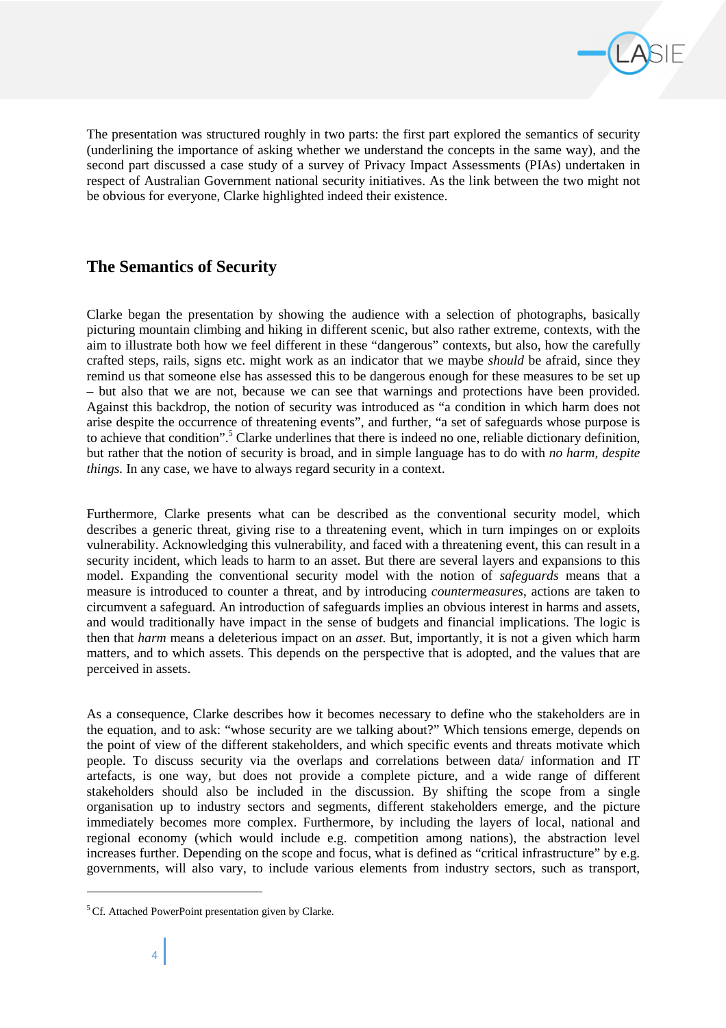The presentation was structured roughly in two parts: the first part explored the semantics of security (underlining the importance of asking whether we understand the concepts in the same way), and the second part discussed a case study of a survey of Privacy Impact Assessments (PIAs) undertaken in respect of Australian Government national security initiatives. As the link between the two might not be obvious for everyone, Clarke highlighted indeed their existence.

## The Semantics of Security

Clarke began the presentation by showing the audience with a selection of photographs, basically picturing mountain climbing and hiking in different scenic, but also rather extreme, contexts, with the aim to illustrate both how we feel different in these "dangerous" contexts, but also, how the carefully crafted steps, rails, signs etc. might work as an indicator that we maybe *should* be afraid, since they remind us that someone else has assessed this to be dangerous enough for these measures to be set up – but also that we are not, because we can see that warnings and protections have been provided. Against this backdrop, the notion of security was introduced as "a condition in which harm does not arise despite the occurrence of threatening events", and further, "a set of safeguards whose purpose is to achieve that condition".[5] Clarke underlines that there is indeed no one, reliable dictionary definition, but rather that the notion of security is broad, and in simple language has to do with *no harm, despite things.* In any case, we have to always regard security in a context.

Furthermore, Clarke presents what can be described as the conventional security model, which describes a generic threat, giving rise to a threatening event, which in turn impinges on or exploits vulnerability. Acknowledging this vulnerability, and faced with a threatening event, this can result in a security incident, which leads to harm to an asset. But there are several layers and expansions to this model. Expanding the conventional security model with the notion of *safeguards* means that a measure is introduced to counter a threat, and by introducing *countermeasures*, actions are taken to circumvent a safeguard. An introduction of safeguards implies an obvious interest in harms and assets, and would traditionally have impact in the sense of budgets and financial implications. The logic is then that *harm* means a deleterious impact on an *asset*. But, importantly, it is not a given which harm matters, and to which assets. This depends on the perspective that is adopted, and the values that are perceived in assets.

As a consequence, Clarke describes how it becomes necessary to define who the stakeholders are in the equation, and to ask: "whose security are we talking about?" Which tensions emerge, depends on the point of view of the different stakeholders, and which specific events and threats motivate which people. To discuss security via the overlaps and correlations between data/ information and IT artefacts, is one way, but does not provide a complete picture, and a wide range of different stakeholders should also be included in the discussion. By shifting the scope from a single organisation up to industry sectors and segments, different stakeholders emerge, and the picture immediately becomes more complex. Furthermore, by including the layers of local, national and regional economy (which would include e.g. competition among nations), the abstraction level increases further. Depending on the scope and focus, what is defined as "critical infrastructure" by e.g. governments, will also vary, to include various elements from industry sectors, such as transport,

[5] Cf. Attached PowerPoint presentation given by Clarke.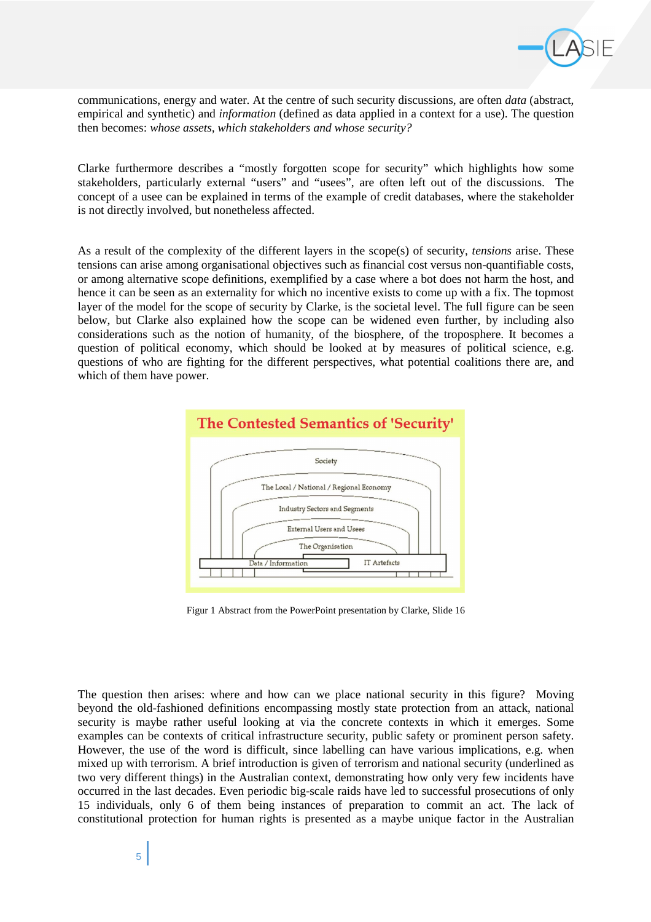communications, energy and water. At the centre of such security discussions, are often *data* (abstract, empirical and synthetic) and *information* (defined as data applied in a context for a use). The question then becomes: *whose assets, which stakeholders and whose security?*

Clarke furthermore describes a “mostly forgotten scope for security” which highlights how some stakeholders, particularly external “users” and “usees”, are often left out of the discussions. The concept of a usee can be explained in terms of the example of credit databases, where the stakeholder is not directly involved, but nonetheless affected.

As a result of the complexity of the different layers in the scope(s) of security, *tensions* arise. These tensions can arise among organisational objectives such as financial cost versus non-quantifiable costs, or among alternative scope definitions, exemplified by a case where a bot does not harm the host, and hence it can be seen as an externality for which no incentive exists to come up with a fix. The topmost layer of the model for the scope of security by Clarke, is the societal level. The full figure can be seen below, but Clarke also explained how the scope can be widened even further, by including also considerations such as the notion of humanity, of the biosphere, of the troposphere. It becomes a question of political economy, which should be looked at by measures of political science, e.g. questions of who are fighting for the different perspectives, what potential coalitions there are, and which of them have power.

The Contested Semantics of 'Security'

Society

The Local / National / Regional Economy

Industry Sectors and Segments

External Users and Usees

The Organisation

Data / Information

IT Artefacts

Figur 1 Abstract from the PowerPoint presentation by Clarke, Slide 16

The question then arises: where and how can we place national security in this figure? Moving beyond the old-fashioned definitions encompassing mostly state protection from an attack, national security is maybe rather useful looking at via the concrete contexts in which it emerges. Some examples can be contexts of critical infrastructure security, public safety or prominent person safety. However, the use of the word is difficult, since labelling can have various implications, e.g. when mixed up with terrorism. A brief introduction is given of terrorism and national security (underlined as two very different things) in the Australian context, demonstrating how only very few incidents have occurred in the last decades. Even periodic big-scale raids have led to successful prosecutions of only 15 individuals, only 6 of them being instances of preparation to commit an act. The lack of constitutional protection for human rights is presented as a maybe unique factor in the Australian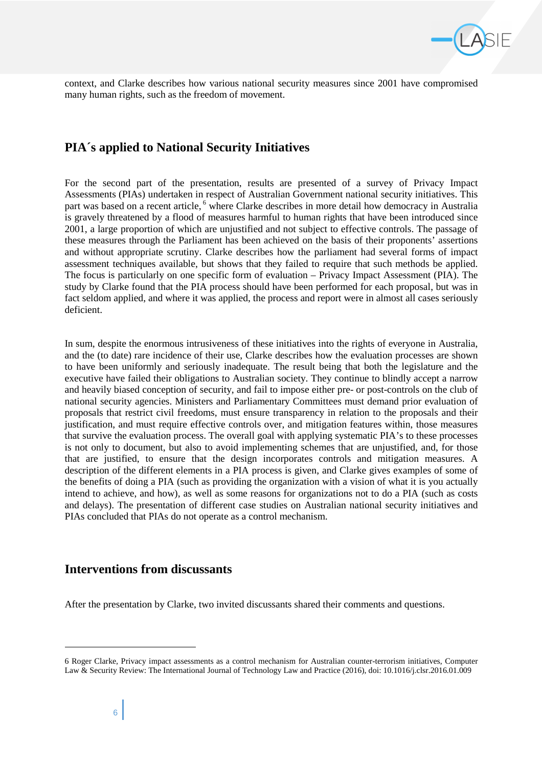context, and Clarke describes how various national security measures since 2001 have compromised many human rights, such as the freedom of movement.

## PIA´s applied to National Security Initiatives

For the second part of the presentation, results are presented of a survey of Privacy Impact Assessments (PIAs) undertaken in respect of Australian Government national security initiatives. This part was based on a recent article,[6] where Clarke describes in more detail how democracy in Australia is gravely threatened by a flood of measures harmful to human rights that have been introduced since 2001, a large proportion of which are unjustified and not subject to effective controls. The passage of these measures through the Parliament has been achieved on the basis of their proponents' assertions and without appropriate scrutiny. Clarke describes how the parliament had several forms of impact assessment techniques available, but shows that they failed to require that such methods be applied. The focus is particularly on one specific form of evaluation – Privacy Impact Assessment (PIA). The study by Clarke found that the PIA process should have been performed for each proposal, but was in fact seldom applied, and where it was applied, the process and report were in almost all cases seriously deficient.

In sum, despite the enormous intrusiveness of these initiatives into the rights of everyone in Australia, and the (to date) rare incidence of their use, Clarke describes how the evaluation processes are shown to have been uniformly and seriously inadequate. The result being that both the legislature and the executive have failed their obligations to Australian society. They continue to blindly accept a narrow and heavily biased conception of security, and fail to impose either pre- or post-controls on the club of national security agencies. Ministers and Parliamentary Committees must demand prior evaluation of proposals that restrict civil freedoms, must ensure transparency in relation to the proposals and their justification, and must require effective controls over, and mitigation features within, those measures that survive the evaluation process. The overall goal with applying systematic PIA's to these processes is not only to document, but also to avoid implementing schemes that are unjustified, and, for those that are justified, to ensure that the design incorporates controls and mitigation measures. A description of the different elements in a PIA process is given, and Clarke gives examples of some of the benefits of doing a PIA (such as providing the organization with a vision of what it is you actually intend to achieve, and how), as well as some reasons for organizations not to do a PIA (such as costs and delays). The presentation of different case studies on Australian national security initiatives and PIAs concluded that PIAs do not operate as a control mechanism.

## Interventions from discussants

After the presentation by Clarke, two invited discussants shared their comments and questions.

---

6 Roger Clarke, Privacy impact assessments as a control mechanism for Australian counter-terrorism initiatives, Computer Law & Security Review: The International Journal of Technology Law and Practice (2016), doi: 10.1016/j.clsr.2016.01.009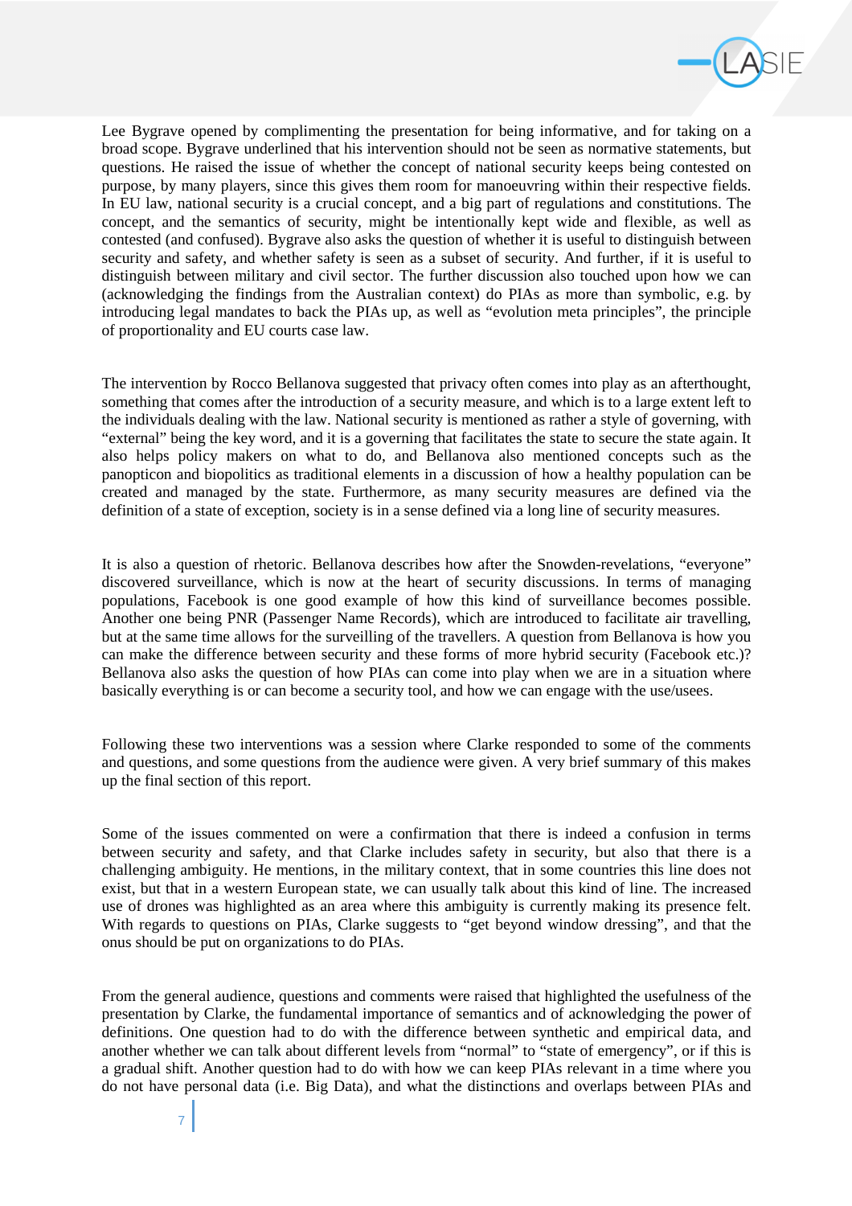Lee Bygrave opened by complimenting the presentation for being informative, and for taking on a broad scope. Bygrave underlined that his intervention should not be seen as normative statements, but questions. He raised the issue of whether the concept of national security keeps being contested on purpose, by many players, since this gives them room for manoeuvring within their respective fields. In EU law, national security is a crucial concept, and a big part of regulations and constitutions. The concept, and the semantics of security, might be intentionally kept wide and flexible, as well as contested (and confused). Bygrave also asks the question of whether it is useful to distinguish between security and safety, and whether safety is seen as a subset of security. And further, if it is useful to distinguish between military and civil sector. The further discussion also touched upon how we can (acknowledging the findings from the Australian context) do PIAs as more than symbolic, e.g. by introducing legal mandates to back the PIAs up, as well as "evolution meta principles", the principle of proportionality and EU courts case law.

The intervention by Rocco Bellanova suggested that privacy often comes into play as an afterthought, something that comes after the introduction of a security measure, and which is to a large extent left to the individuals dealing with the law. National security is mentioned as rather a style of governing, with "external" being the key word, and it is a governing that facilitates the state to secure the state again. It also helps policy makers on what to do, and Bellanova also mentioned concepts such as the panopticon and biopolitics as traditional elements in a discussion of how a healthy population can be created and managed by the state. Furthermore, as many security measures are defined via the definition of a state of exception, society is in a sense defined via a long line of security measures.

It is also a question of rhetoric. Bellanova describes how after the Snowden-revelations, "everyone" discovered surveillance, which is now at the heart of security discussions. In terms of managing populations, Facebook is one good example of how this kind of surveillance becomes possible. Another one being PNR (Passenger Name Records), which are introduced to facilitate air travelling, but at the same time allows for the surveilling of the travellers. A question from Bellanova is how you can make the difference between security and these forms of more hybrid security (Facebook etc.)? Bellanova also asks the question of how PIAs can come into play when we are in a situation where basically everything is or can become a security tool, and how we can engage with the use/usees.

Following these two interventions was a session where Clarke responded to some of the comments and questions, and some questions from the audience were given. A very brief summary of this makes up the final section of this report.

Some of the issues commented on were a confirmation that there is indeed a confusion in terms between security and safety, and that Clarke includes safety in security, but also that there is a challenging ambiguity. He mentions, in the military context, that in some countries this line does not exist, but that in a western European state, we can usually talk about this kind of line. The increased use of drones was highlighted as an area where this ambiguity is currently making its presence felt. With regards to questions on PIAs, Clarke suggests to "get beyond window dressing", and that the onus should be put on organizations to do PIAs.

From the general audience, questions and comments were raised that highlighted the usefulness of the presentation by Clarke, the fundamental importance of semantics and of acknowledging the power of definitions. One question had to do with the difference between synthetic and empirical data, and another whether we can talk about different levels from "normal" to "state of emergency", or if this is a gradual shift. Another question had to do with how we can keep PIAs relevant in a time where you do not have personal data (i.e. Big Data), and what the distinctions and overlaps between PIAs and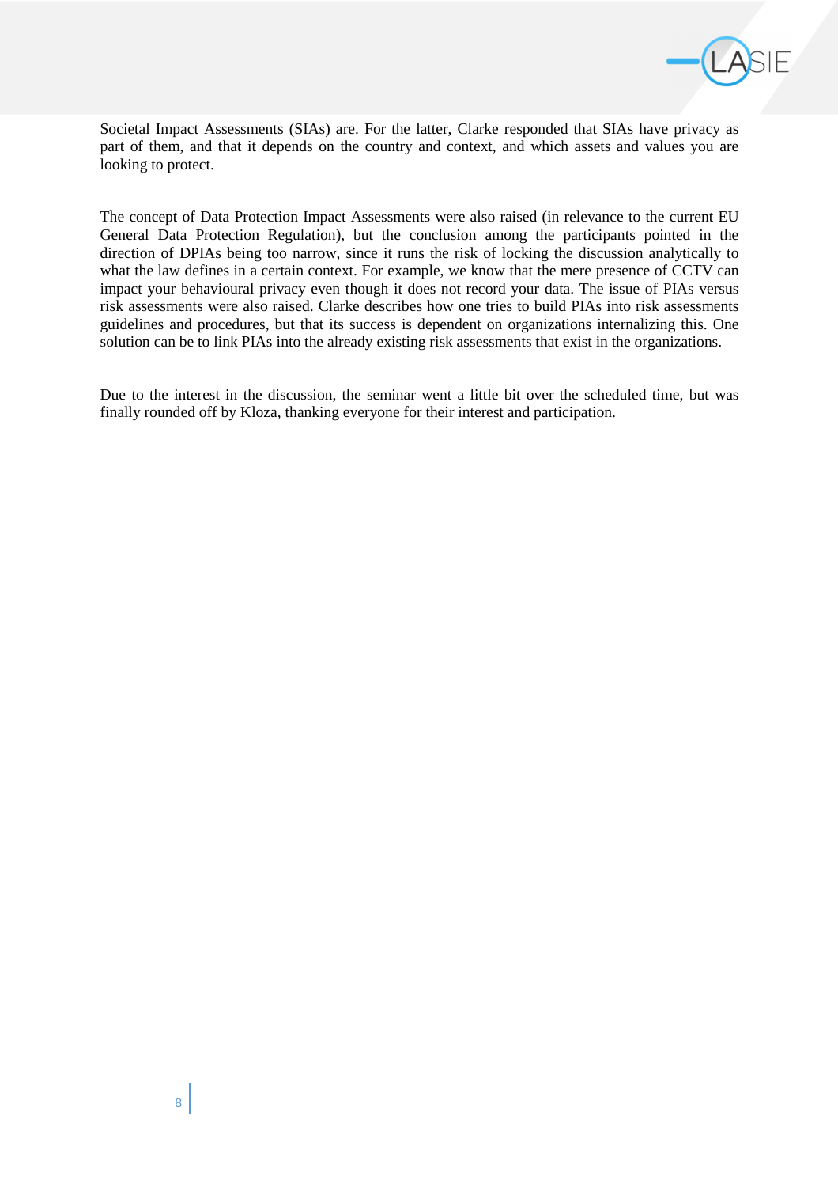Societal Impact Assessments (SIAs) are. For the latter, Clarke responded that SIAs have privacy as part of them, and that it depends on the country and context, and which assets and values you are looking to protect.

The concept of Data Protection Impact Assessments were also raised (in relevance to the current EU General Data Protection Regulation), but the conclusion among the participants pointed in the direction of DPIAs being too narrow, since it runs the risk of locking the discussion analytically to what the law defines in a certain context. For example, we know that the mere presence of CCTV can impact your behavioural privacy even though it does not record your data. The issue of PIAs versus risk assessments were also raised. Clarke describes how one tries to build PIAs into risk assessments guidelines and procedures, but that its success is dependent on organizations internalizing this. One solution can be to link PIAs into the already existing risk assessments that exist in the organizations.

Due to the interest in the discussion, the seminar went a little bit over the scheduled time, but was finally rounded off by Kloza, thanking everyone for their interest and participation.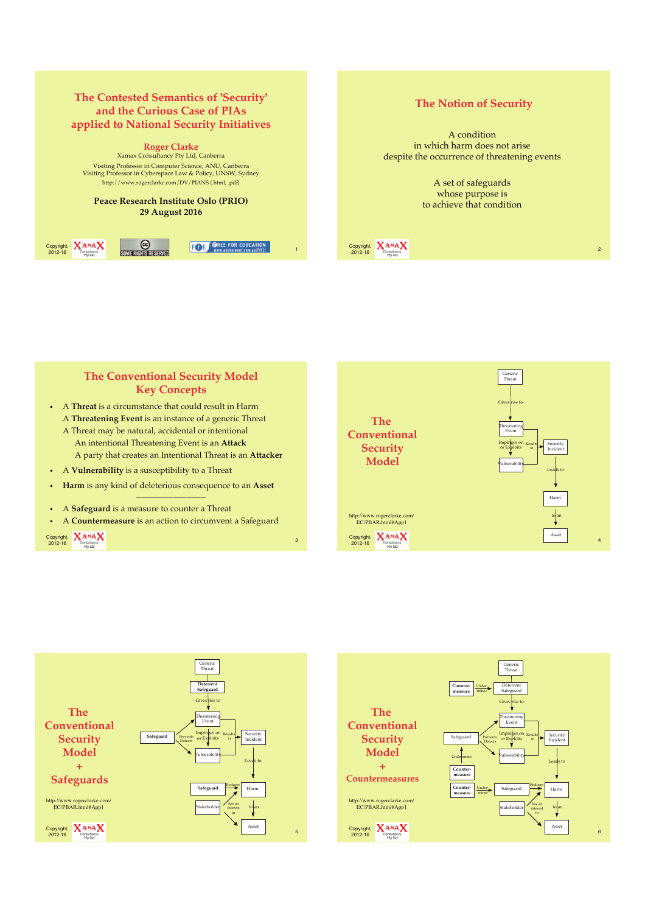## The Contested Semantics of 'Security' and the Curious Case of PIAs applied to National Security Initiatives

**Roger Clarke**
Xamax Consultancy Pty Ltd, Canberra

Visiting Professor in Computer Science, ANU, Canberra
Visiting Professor in Cyberspace Law & Policy, UNSW, Sydney
http://www.rogerclarke.com/DV/PIANS {.html, .pdf}

**Peace Research Institute Oslo (PRIO)**
**29 August 2016**

Copyright, 2012-16

---

## The Notion of Security

A condition
in which harm does not arise
despite the occurrence of threatening events

A set of safeguards
whose purpose is
to achieve that condition

Copyright, 2012-16

---

## The Conventional Security Model Key Concepts

- A **Threat** is a circumstance that could result in Harm
  A **Threatening Event** is an instance of a generic Threat
  A Threat may be natural, accidental or intentional
  An intentional Threatening Event is an **Attack**
  A party that creates an Intentional Threat is an **Attacker**
- A **Vulnerability** is a susceptibility to a Threat
- **Harm** is any kind of deleterious consequence to an **Asset**

---

- A **Safeguard** is a measure to counter a Threat
- A **Countermeasure** is an action to circumvent a Safeguard

Copyright, 2012-16

---

## The Conventional Security Model

Generic Threat → Gives rise to → Threatening Event → Impinges on or Exploits → Vulnerability; Results in → Security Incident → Leads to → Harm → to an → Asset

http://www.rogerclarke.com/EC/PBAR.html#App1

Copyright, 2012-16

---

## The Conventional Security Model + Safeguards

Generic Threat; Deterrent Safeguard; Gives rise to; Threatening Event; Safeguard (Prevents, Detects); Impinges on or Exploits; Vulnerability; Results in; Security Incident; Leads to; Safeguard (Reduces); Harm; Stakeholder (has an interest in); to an; Asset

http://www.rogerclarke.com/EC/PBAR.html#App1

Copyright, 2012-16

---

## The Conventional Security Model + Countermeasures

Generic Threat; Countermeasure (Undermines); Deterrent Safeguard; Gives rise to; Threatening Event; Safeguard (Prevents, Detects); Countermeasure (Undermines); Impinges on or Exploits; Vulnerability; Results in; Security Incident; Leads to; Countermeasure (Undermines); Safeguard (Reduces); Harm; Stakeholder (has an interest in); to an; Asset

http://www.rogerclarke.com/EC/PBAR.html#App1

Copyright, 2012-16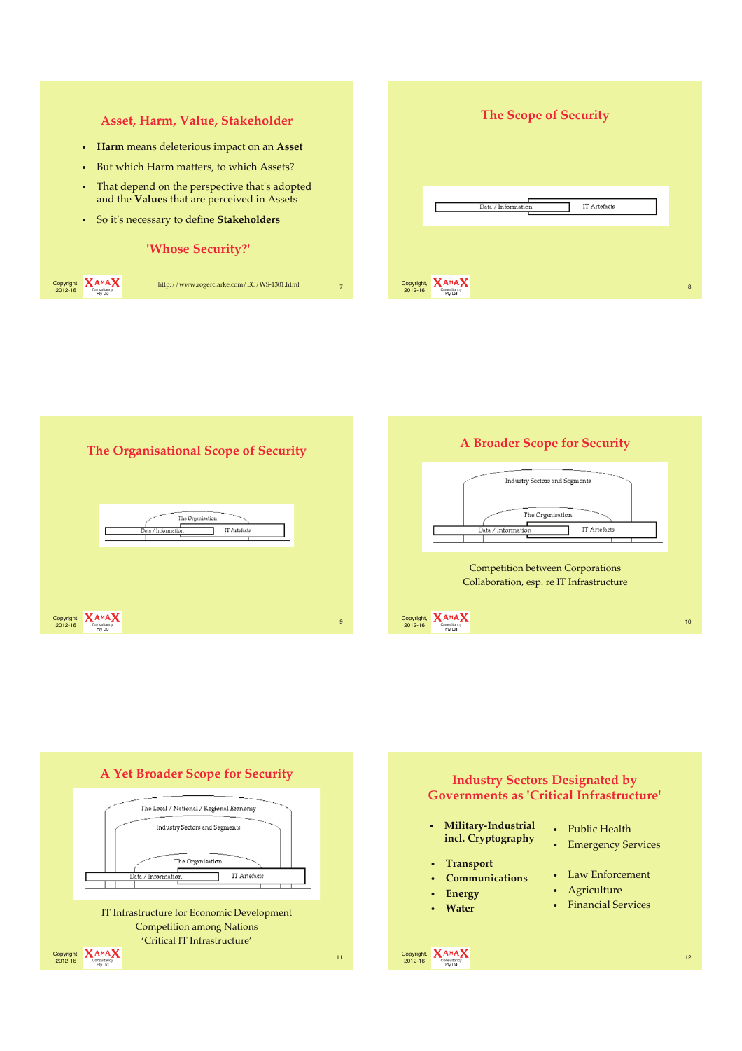## Asset, Harm, Value, Stakeholder

- **Harm** means deleterious impact on an **Asset**
- But which Harm matters, to which Assets?
- That depend on the perspective that's adopted and the **Values** that are perceived in Assets
- So it's necessary to define **Stakeholders**

**'Whose Security?'**

http://www.rogerclarke.com/EC/WS-1301.html

## The Scope of Security

Data / Information — IT Artefacts

## The Organisational Scope of Security

The Organisation

Data / Information — IT Artefacts

## A Broader Scope for Security

Industry Sectors and Segments

The Organisation

Data / Information — IT Artefacts

Competition between Corporations
Collaboration, esp. re IT Infrastructure

## A Yet Broader Scope for Security

The Local / National / Regional Economy

Industry Sectors and Segments

The Organisation

Data / Information — IT Artefacts

IT Infrastructure for Economic Development
Competition among Nations
'Critical IT Infrastructure'

## Industry Sectors Designated by Governments as 'Critical Infrastructure'

- **Military-Industrial incl. Cryptography**
- **Transport**
- **Communications**
- **Energy**
- **Water**
- Public Health
- Emergency Services
- Law Enforcement
- Agriculture
- Financial Services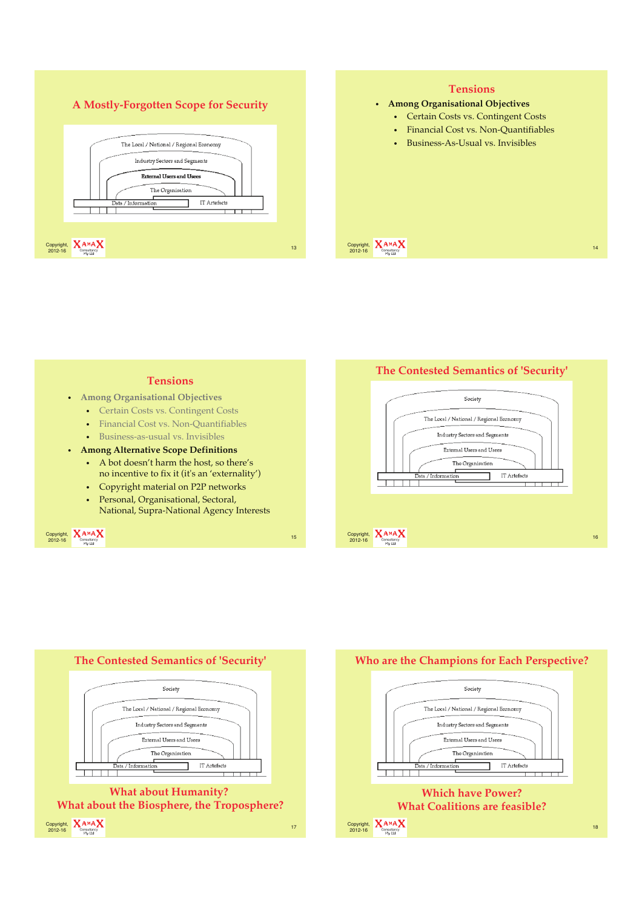## A Mostly-Forgotten Scope for Security

The Local / National / Regional Economy

Industry Sectors and Segments

**External Users and Uses**

The Organisation

Data / Information | IT Artefacts

## Tensions

- **Among Organisational Objectives**
  - Certain Costs vs. Contingent Costs
  - Financial Cost vs. Non-Quantifiables
  - Business-As-Usual vs. Invisibles

## Tensions

- **Among Organisational Objectives**
  - Certain Costs vs. Contingent Costs
  - Financial Cost vs. Non-Quantifiables
  - Business-as-usual vs. Invisibles
- **Among Alternative Scope Definitions**
  - A bot doesn't harm the host, so there's no incentive to fix it (it's an 'externality')
  - Copyright material on P2P networks
  - Personal, Organisational, Sectoral, National, Supra-National Agency Interests

## The Contested Semantics of 'Security'

Society

The Local / National / Regional Economy

Industry Sectors and Segments

External Users and Uses

The Organisation

Data / Information | IT Artefacts

## The Contested Semantics of 'Security'

Society

The Local / National / Regional Economy

Industry Sectors and Segments

External Users and Uses

The Organisation

Data / Information | IT Artefacts

**What about Humanity?**
**What about the Biosphere, the Troposphere?**

## Who are the Champions for Each Perspective?

Society

The Local / National / Regional Economy

Industry Sectors and Segments

External Users and Uses

The Organisation

Data / Information | IT Artefacts

**Which have Power?**
**What Coalitions are feasible?**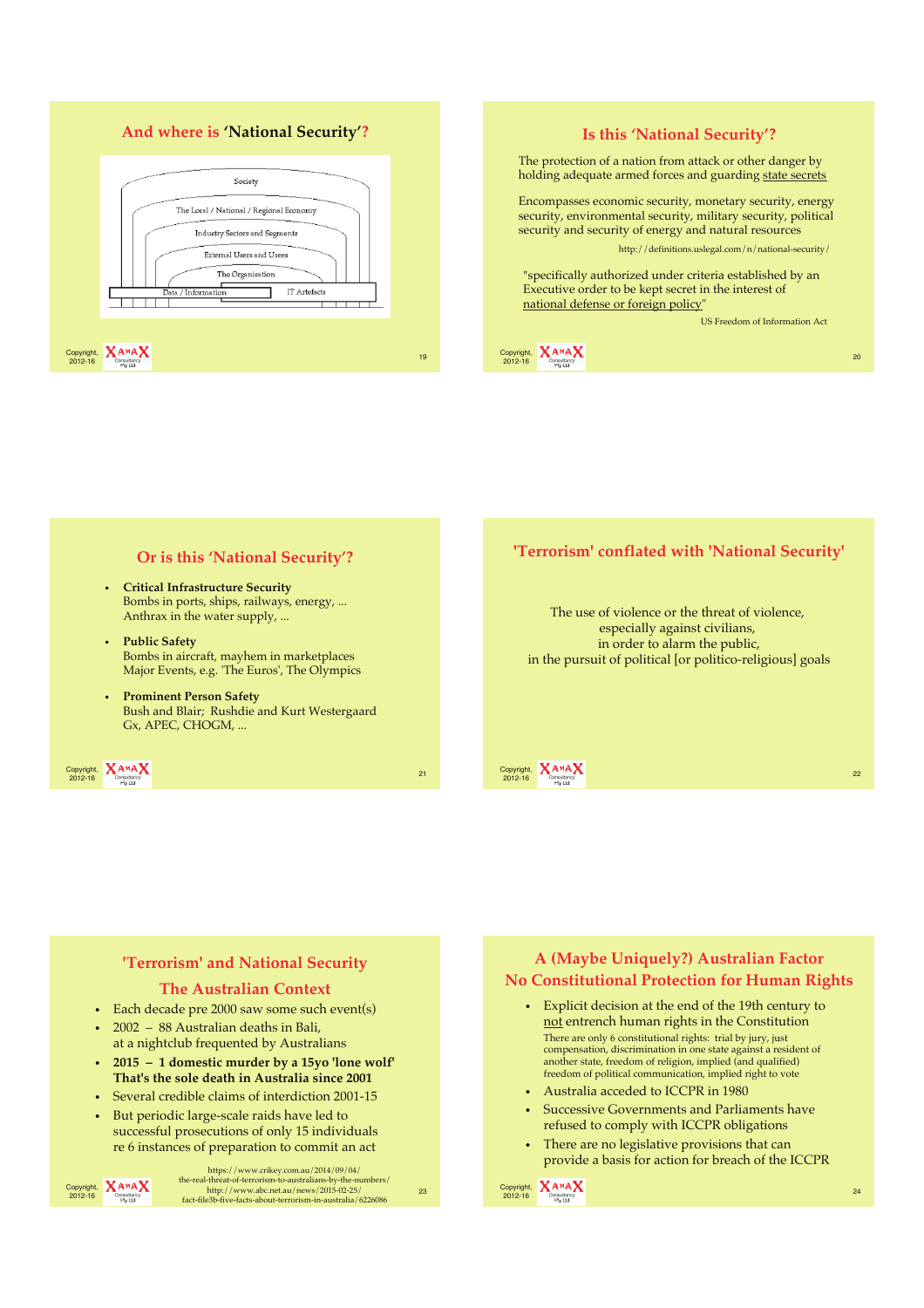## And where is 'National Security'?

Society

The Local / National / Regional Economy

Industry Sectors and Segments

External Users and Usees

The Organisation

Data / Information

IT Artefacts

## Is this 'National Security'?

The protection of a nation from attack or other danger by holding adequate armed forces and guarding state secrets

Encompasses economic security, monetary security, energy security, environmental security, military security, political security and security of energy and natural resources

http://definitions.uslegal.com/n/national-security/

"specifically authorized under criteria established by an Executive order to be kept secret in the interest of national defense or foreign policy"

US Freedom of Information Act

## Or is this 'National Security'?

- **Critical Infrastructure Security**
  Bombs in ports, ships, railways, energy, ...
  Anthrax in the water supply, ...
- **Public Safety**
  Bombs in aircraft, mayhem in marketplaces
  Major Events, e.g. 'The Euros', The Olympics
- **Prominent Person Safety**
  Bush and Blair; Rushdie and Kurt Westergaard
  Gx, APEC, CHOGM, ...

## 'Terrorism' conflated with 'National Security'

The use of violence or the threat of violence,
especially against civilians,
in order to alarm the public,
in the pursuit of political [or politico-religious] goals

## 'Terrorism' and National Security
## The Australian Context

- Each decade pre 2000 saw some such event(s)
- 2002 – 88 Australian deaths in Bali, at a nightclub frequented by Australians
- **2015 – 1 domestic murder by a 15yo 'lone wolf' That's the sole death in Australia since 2001**
- Several credible claims of interdiction 2001-15
- But periodic large-scale raids have led to successful prosecutions of only 15 individuals re 6 instances of preparation to commit an act

https://www.crikey.com.au/2014/09/04/the-real-threat-of-terrorism-to-australians-by-the-numbers/
http://www.abc.net.au/news/2015-02-25/fact-file3b-five-facts-about-terrorism-in-australia/6226086

## A (Maybe Uniquely?) Australian Factor
## No Constitutional Protection for Human Rights

- Explicit decision at the end of the 19th century to not entrench human rights in the Constitution
  There are only 6 constitutional rights: trial by jury, just compensation, discrimination in one state against a resident of another state, freedom of religion, implied (and qualified) freedom of political communication, implied right to vote
- Australia acceded to ICCPR in 1980
- Successive Governments and Parliaments have refused to comply with ICCPR obligations
- There are no legislative provisions that can provide a basis for action for breach of the ICCPR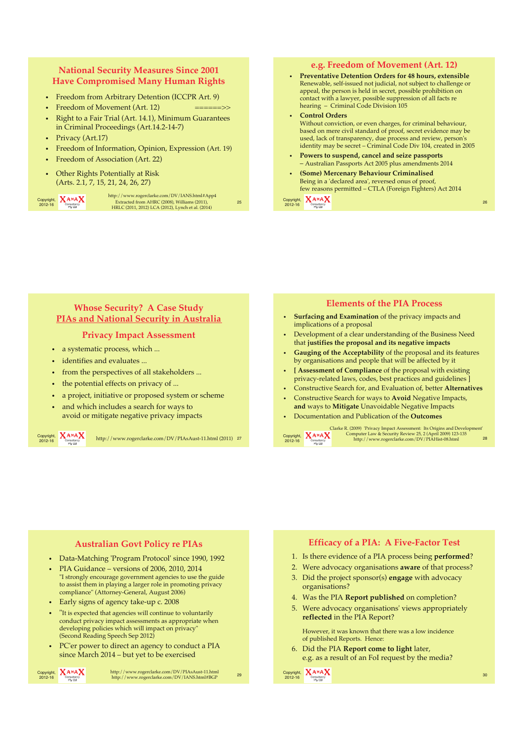## National Security Measures Since 2001 Have Compromised Many Human Rights

- Freedom from Arbitrary Detention (ICCPR Art. 9)
- Freedom of Movement (Art. 12) ======>>
- Right to a Fair Trial (Art. 14.1), Minimum Guarantees in Criminal Proceedings (Art.14.2-14-7)
- Privacy (Art.17)
- Freedom of Information, Opinion, Expression (Art. 19)
- Freedom of Association (Art. 22)
- Other Rights Potentially at Risk (Arts. 2.1, 7, 15, 21, 24, 26, 27)

http://www.rogerclarke.com/DV/IANS.html#App4
Extracted from AHRC (2008), Williams (2011), HRLC (2011, 2012) LCA (2012), Lynch et al. (2014)

## e.g. Freedom of Movement (Art. 12)

- **Preventative Detention Orders for 48 hours, extensible**
  Renewable, self-issued not judicial, not subject to challenge or appeal, the person is held in secret, possible prohibition on contact with a lawyer, possible suppression of all facts re hearing – Criminal Code Division 105
- **Control Orders**
  Without conviction, or even charges, for criminal behaviour, based on mere civil standard of proof, secret evidence may be used, lack of transparency, due process and review, person's identity may be secret – Criminal Code Div 104, created in 2005
- **Powers to suspend, cancel and seize passports**
  – Australian Passports Act 2005 plus amendments 2014
- **(Some) Mercenary Behaviour Criminalised**
  Being in a 'declared area', reversed onus of proof, few reasons permitted – CTLA (Foreign Fighters) Act 2014

## Whose Security? A Case Study PIAs and National Security in Australia

### Privacy Impact Assessment

- a systematic process, which ...
- identifies and evaluates ...
- from the perspectives of all stakeholders ...
- the potential effects on privacy of ...
- a project, initiative or proposed system or scheme
- and which includes a search for ways to avoid or mitigate negative privacy impacts

http://www.rogerclarke.com/DV/PIAsAust-11.html (2011)

## Elements of the PIA Process

- **Surfacing and Examination** of the privacy impacts and implications of a proposal
- Development of a clear understanding of the Business Need that **justifies the proposal and its negative impacts**
- **Gauging of the Acceptability** of the proposal and its features by organisations and people that will be affected by it
- **[ Assessment of Compliance** of the proposal with existing privacy-related laws, codes, best practices and guidelines ]
- Constructive Search for, and Evaluation of, better **Alternatives**
- Constructive Search for ways to **Avoid** Negative Impacts, **and** ways to **Mitigate** Unavoidable Negative Impacts
- Documentation and Publication of the **Outcomes**

Clarke R. (2009) 'Privacy Impact Assessment: Its Origins and Development' Computer Law & Security Review 25, 2 (April 2009) 123-135
http://www.rogerclarke.com/DV/PIAHist-08.html

## Australian Govt Policy re PIAs

- Data-Matching 'Program Protocol' since 1990, 1992
- PIA Guidance – versions of 2006, 2010, 2014
  "I strongly encourage government agencies to use the guide to assist them in playing a larger role in promoting privacy compliance" (Attorney-General, August 2006)
- Early signs of agency take-up c. 2008
- "It is expected that agencies will continue to voluntarily conduct privacy impact assessments as appropriate when developing policies which will impact on privacy" (Second Reading Speech Sep 2012)
- PC'er power to direct an agency to conduct a PIA since March 2014 – but yet to be exercised

http://www.rogerclarke.com/DV/PIAsAust-11.html
http://www.rogerclarke.com/DV/IANS.html#BGP

## Efficacy of a PIA: A Five-Factor Test

1. Is there evidence of a PIA process being **performed**?
2. Were advocacy organisations **aware** of that process?
3. Did the project sponsor(s) **engage** with advocacy organisations?
4. Was the PIA **Report published** on completion?
5. Were advocacy organisations' views appropriately **reflected** in the PIA Report?

However, it was known that there was a low incidence of published Reports. Hence:

6. Did the PIA **Report come to light** later, e.g. as a result of an FoI request by the media?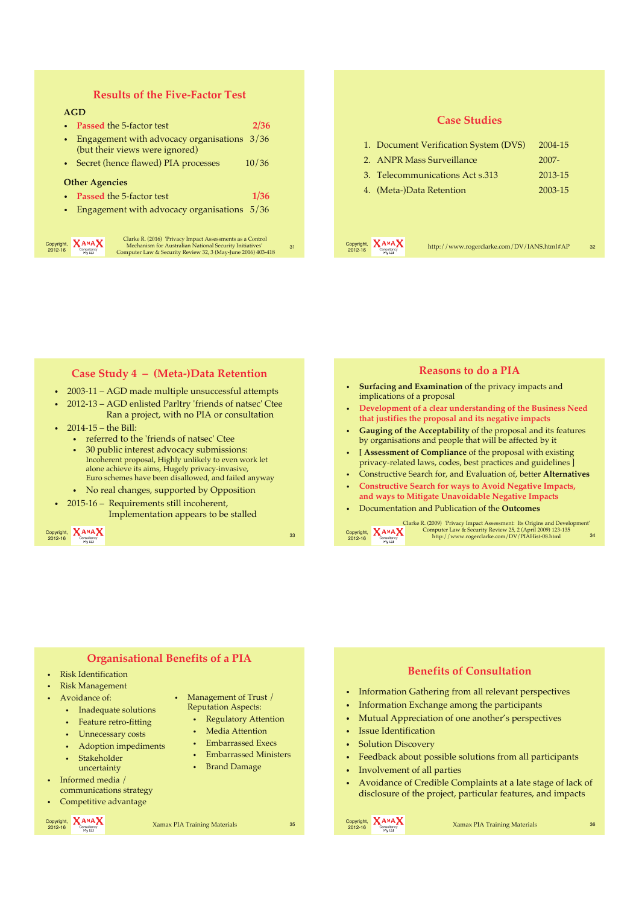## Results of the Five-Factor Test

**AGD**

- Passed the 5-factor test — 2/36
- Engagement with advocacy organisations (but their views were ignored) — 3/36
- Secret (hence flawed) PIA processes — 10/36

**Other Agencies**

- Passed the 5-factor test — 1/36
- Engagement with advocacy organisations — 5/36

Clarke R. (2016) 'Privacy Impact Assessments as a Control Mechanism for Australian National Security Initiatives' Computer Law & Security Review 32, 3 (May-June 2016) 403-418

## Case Studies

| | | |
|---|---|---|
| 1. | Document Verification System (DVS) | 2004-15 |
| 2. | ANPR Mass Surveillance | 2007- |
| 3. | Telecommunications Act s.313 | 2013-15 |
| 4. | (Meta-)Data Retention | 2003-15 |

http://www.rogerclarke.com/DV/IANS.html#AP

## Case Study 4 – (Meta-)Data Retention

- 2003-11 – AGD made multiple unsuccessful attempts
- 2012-13 – AGD enlisted Parltry 'friends of natsec' Ctee
  Ran a project, with no PIA or consultation
- 2014-15 – the Bill:
  - referred to the 'friends of natsec' Ctee
  - 30 public interest advocacy submissions:
    Incoherent proposal, Highly unlikely to even work let alone achieve its aims, Hugely privacy-invasive, Euro schemes have been disallowed, and failed anyway
  - No real changes, supported by Opposition
- 2015-16 – Requirements still incoherent,
  Implementation appears to be stalled

## Reasons to do a PIA

- **Surfacing and Examination** of the privacy impacts and implications of a proposal
- **Development of a clear understanding of the Business Need that justifies the proposal and its negative impacts**
- **Gauging of the Acceptability** of the proposal and its features by organisations and people that will be affected by it
- **[ Assessment of Compliance** of the proposal with existing privacy-related laws, codes, best practices and guidelines ]
- Constructive Search for, and Evaluation of, better **Alternatives**
- **Constructive Search for ways to Avoid Negative Impacts, and ways to Mitigate Unavoidable Negative Impacts**
- Documentation and Publication of the **Outcomes**

Clarke R. (2009) 'Privacy Impact Assessment: Its Origins and Development' Computer Law & Security Review 25, 2 (April 2009) 123-135 http://www.rogerclarke.com/DV/PIAHist-08.html

## Organisational Benefits of a PIA

- Risk Identification
- Risk Management
- Avoidance of:
  - Inadequate solutions
  - Feature retro-fitting
  - Unnecessary costs
  - Adoption impediments
  - Stakeholder uncertainty
- Informed media / communications strategy
- Competitive advantage
- Management of Trust / Reputation Aspects:
  - Regulatory Attention
  - Media Attention
  - Embarrassed Execs
  - Embarrassed Ministers
  - Brand Damage

Xamax PIA Training Materials

## Benefits of Consultation

- Information Gathering from all relevant perspectives
- Information Exchange among the participants
- Mutual Appreciation of one another's perspectives
- Issue Identification
- Solution Discovery
- Feedback about possible solutions from all participants
- Involvement of all parties
- Avoidance of Credible Complaints at a late stage of lack of disclosure of the project, particular features, and impacts

Xamax PIA Training Materials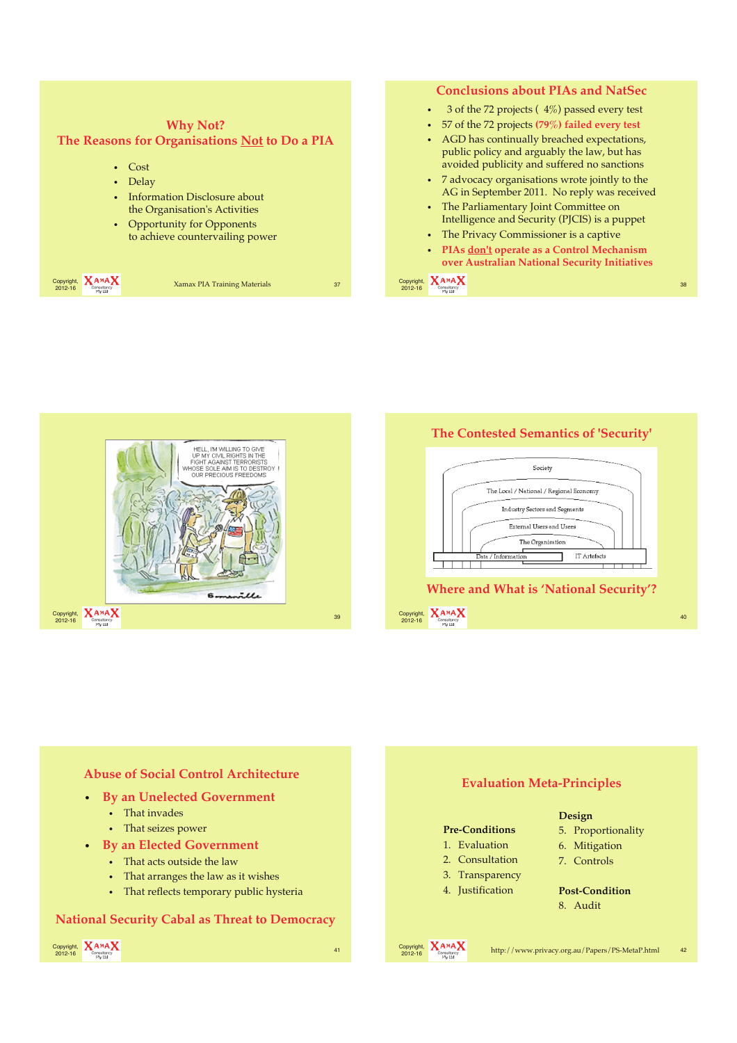## Why Not?
## The Reasons for Organisations Not to Do a PIA

- Cost
- Delay
- Information Disclosure about the Organisation's Activities
- Opportunity for Opponents to achieve countervailing power

## Conclusions about PIAs and NatSec

- 3 of the 72 projects ( 4%) passed every test
- 57 of the 72 projects **(79%) failed every test**
- AGD has continually breached expectations, public policy and arguably the law, but has avoided publicity and suffered no sanctions
- 7 advocacy organisations wrote jointly to the AG in September 2011. No reply was received
- The Parliamentary Joint Committee on Intelligence and Security (PJCIS) is a puppet
- The Privacy Commissioner is a captive
- **PIAs don't operate as a Control Mechanism over Australian National Security Initiatives**

## The Contested Semantics of 'Security'

Society
The Local / National / Regional Economy
Industry Sectors and Segments
External Users and Usees
The Organisation
Data / Information
IT Artefacts

## Where and What is 'National Security'?

## Abuse of Social Control Architecture

- **By an Unelected Government**
  - That invades
  - That seizes power
- **By an Elected Government**
  - That acts outside the law
  - That arranges the law as it wishes
  - That reflects temporary public hysteria

## National Security Cabal as Threat to Democracy

## Evaluation Meta-Principles

**Pre-Conditions**
1. Evaluation
2. Consultation
3. Transparency
4. Justification

**Design**
5. Proportionality
6. Mitigation
7. Controls

**Post-Condition**
8. Audit

http://www.privacy.org.au/Papers/PS-MetaP.html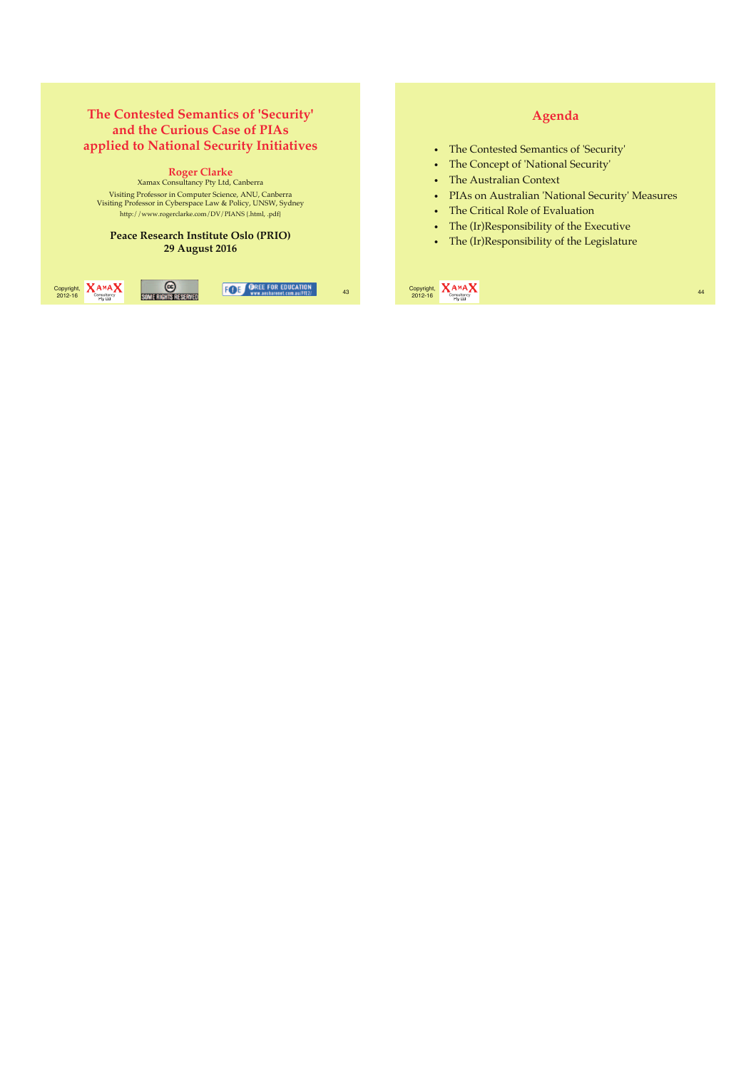# The Contested Semantics of 'Security' and the Curious Case of PIAs applied to National Security Initiatives

**Roger Clarke**
Xamax Consultancy Pty Ltd, Canberra

Visiting Professor in Computer Science, ANU, Canberra
Visiting Professor in Cyberspace Law & Policy, UNSW, Sydney

http://www.rogerclarke.com/DV/PIANS {.html, .pdf}

**Peace Research Institute Oslo (PRIO)**
**29 August 2016**

Copyright, 2012-16

## Agenda

- The Contested Semantics of 'Security'
- The Concept of 'National Security'
- The Australian Context
- PIAs on Australian 'National Security' Measures
- The Critical Role of Evaluation
- The (Ir)Responsibility of the Executive
- The (Ir)Responsibility of the Legislature

Copyright, 2012-16